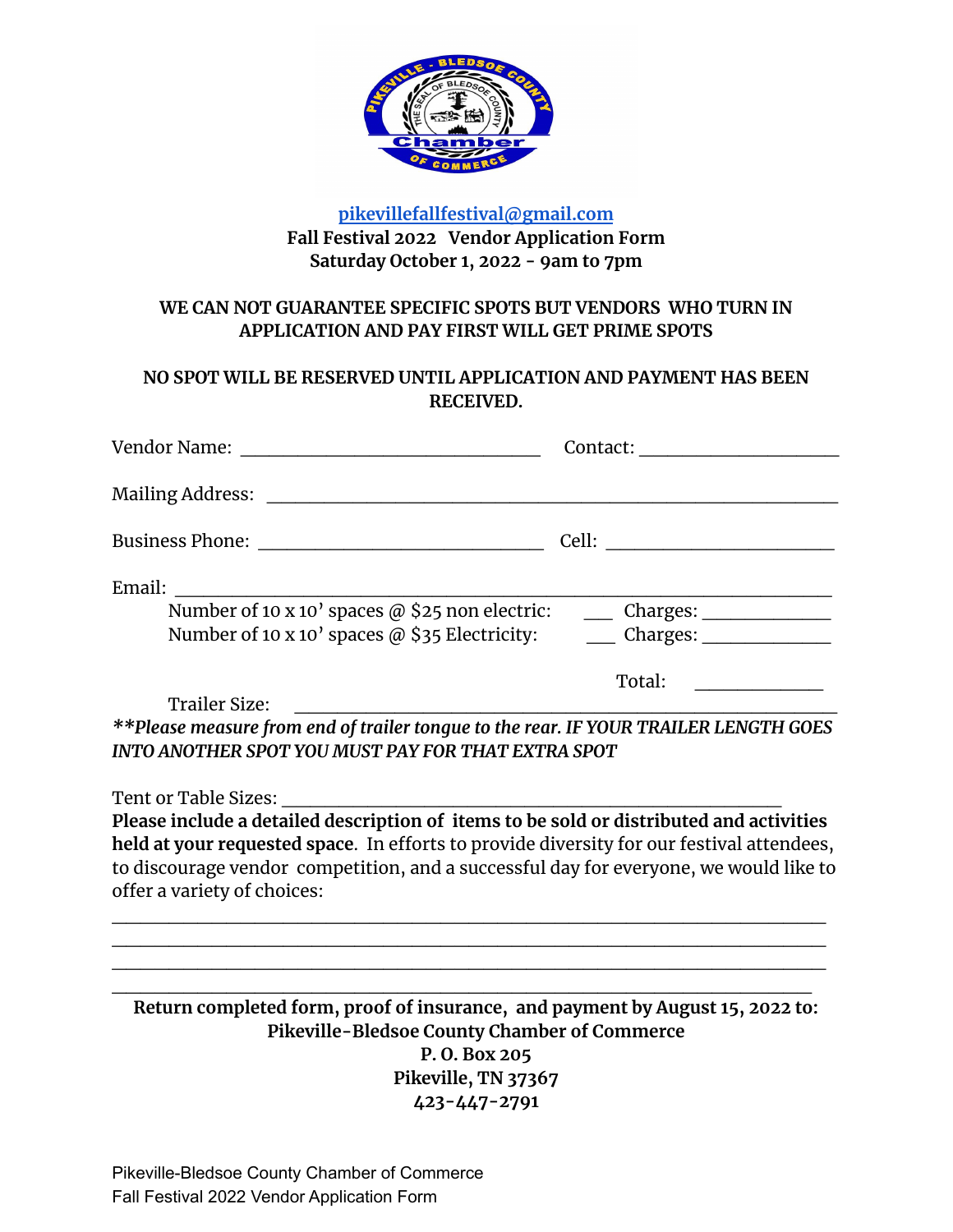pikevillefallfestival@gmail.com

**Fall Festival 2022 Vendor Application Form**

**Saturday October 1, 2022 - 9am to 7pm**

**WE CAN NOT GUARANTEE SPECIFIC SPOTS BUT VENDORS WHO TURN IN APPLICATION AND PAY FIRST WILL GET PRIME SPOTS**

**NO SPOT WILL BE RESERVED UNTIL APPLICATION AND PAYMENT HAS BEEN RECEIVED.**

Vendor Name: ______________________________ Contact: ____________________

Mailing Address: ____________________________________________________________

Business Phone: ______________________________ Cell: ______________________

Email: ______________________________________________________________________

Number of 10 x 10' spaces @ $25 non electric: ___ Charges: ____________

Number of 10 x 10' spaces @ $35 Electricity: ___ Charges: ____________

Total: ____________

Trailer Size: ______________________________________________________

***\*Please measure from end of trailer tongue to the rear. IF YOUR TRAILER LENGTH GOES INTO ANOTHER SPOT YOU MUST PAY FOR THAT EXTRA SPOT***

Tent or Table Sizes: ________________________________________________

**Please include a detailed description of items to be sold or distributed and activities held at your requested space**. In efforts to provide diversity for our festival attendees, to discourage vendor competition, and a successful day for everyone, we would like to offer a variety of choices:

_____________________________________________________________________________

_____________________________________________________________________________

_____________________________________________________________________________

_____________________________________________________________________________

**Return completed form, proof of insurance, and payment by August 15, 2022 to:**

**Pikeville-Bledsoe County Chamber of Commerce**

**P. O. Box 205**

**Pikeville, TN 37367**

**423-447-2791**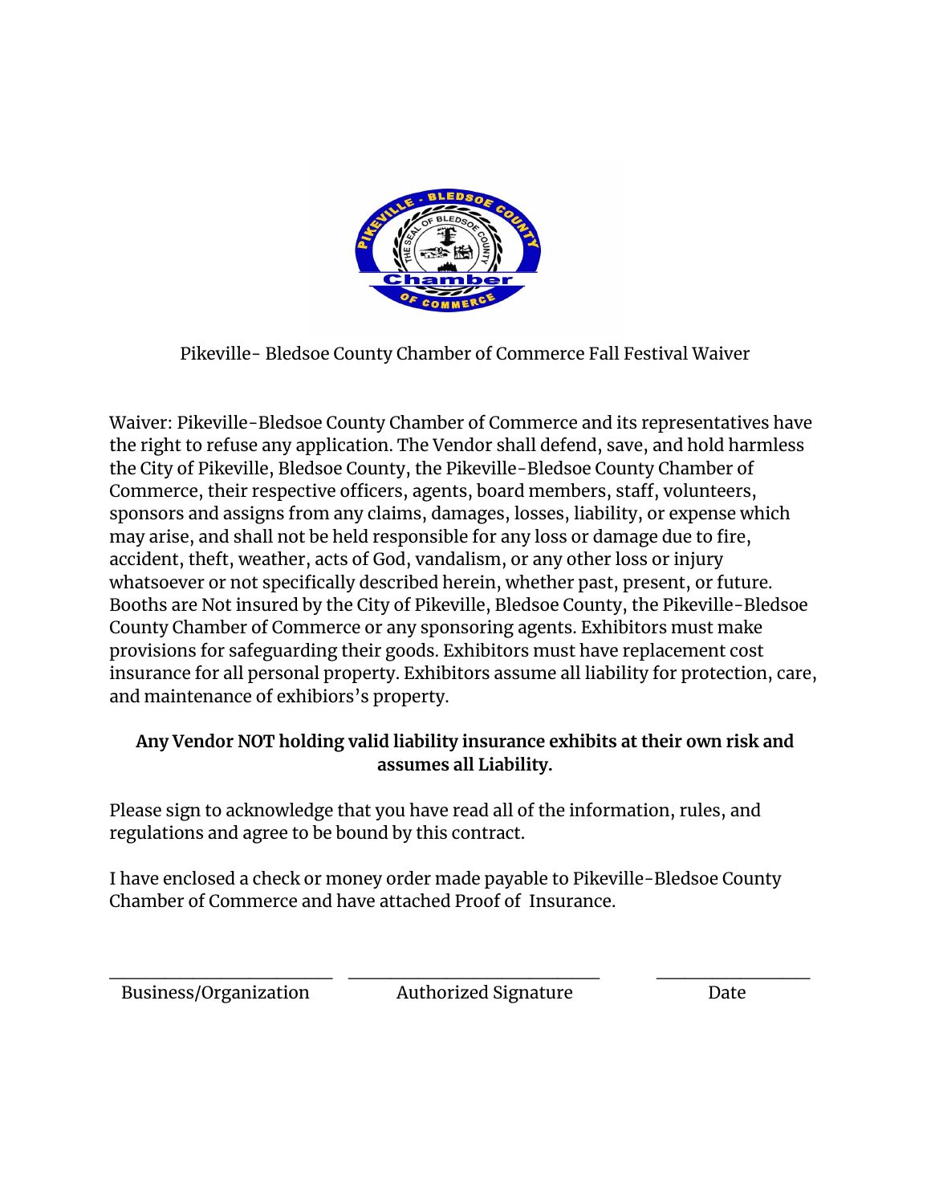Pikeville- Bledsoe County Chamber of Commerce Fall Festival Waiver

Waiver: Pikeville-Bledsoe County Chamber of Commerce and its representatives have the right to refuse any application. The Vendor shall defend, save, and hold harmless the City of Pikeville, Bledsoe County, the Pikeville-Bledsoe County Chamber of Commerce, their respective officers, agents, board members, staff, volunteers, sponsors and assigns from any claims, damages, losses, liability, or expense which may arise, and shall not be held responsible for any loss or damage due to fire, accident, theft, weather, acts of God, vandalism, or any other loss or injury whatsoever or not specifically described herein, whether past, present, or future. Booths are Not insured by the City of Pikeville, Bledsoe County, the Pikeville-Bledsoe County Chamber of Commerce or any sponsoring agents. Exhibitors must make provisions for safeguarding their goods. Exhibitors must have replacement cost insurance for all personal property. Exhibitors assume all liability for protection, care, and maintenance of exhibiors's property.

**Any Vendor NOT holding valid liability insurance exhibits at their own risk and assumes all Liability.**

Please sign to acknowledge that you have read all of the information, rules, and regulations and agree to be bound by this contract.

I have enclosed a check or money order made payable to Pikeville-Bledsoe County Chamber of Commerce and have attached Proof of Insurance.

\_\_\_\_\_\_\_\_\_\_\_\_\_\_\_\_\_\_\_\_\_\_\_\_\_ \_\_\_\_\_\_\_\_\_\_\_\_\_\_\_\_\_\_\_\_\_\_\_\_\_\_\_\_ \_\_\_\_\_\_\_\_\_\_\_\_\_\_\_\_\_

Business/Organization Authorized Signature Date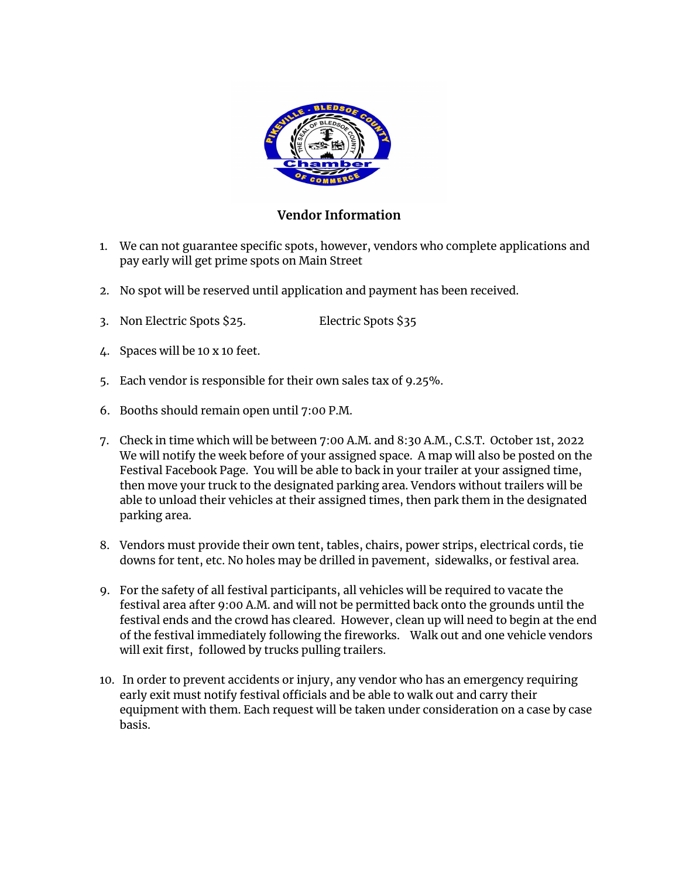## Vendor Information

1. We can not guarantee specific spots, however, vendors who complete applications and pay early will get prime spots on Main Street

2. No spot will be reserved until application and payment has been received.

3. Non Electric Spots $25. Electric Spots $35

4. Spaces will be 10 x 10 feet.

5. Each vendor is responsible for their own sales tax of 9.25%.

6. Booths should remain open until 7:00 P.M.

7. Check in time which will be between 7:00 A.M. and 8:30 A.M., C.S.T. October 1st, 2022 We will notify the week before of your assigned space. A map will also be posted on the Festival Facebook Page. You will be able to back in your trailer at your assigned time, then move your truck to the designated parking area. Vendors without trailers will be able to unload their vehicles at their assigned times, then park them in the designated parking area.

8. Vendors must provide their own tent, tables, chairs, power strips, electrical cords, tie downs for tent, etc. No holes may be drilled in pavement, sidewalks, or festival area.

9. For the safety of all festival participants, all vehicles will be required to vacate the festival area after 9:00 A.M. and will not be permitted back onto the grounds until the festival ends and the crowd has cleared. However, clean up will need to begin at the end of the festival immediately following the fireworks. Walk out and one vehicle vendors will exit first, followed by trucks pulling trailers.

10. In order to prevent accidents or injury, any vendor who has an emergency requiring early exit must notify festival officials and be able to walk out and carry their equipment with them. Each request will be taken under consideration on a case by case basis.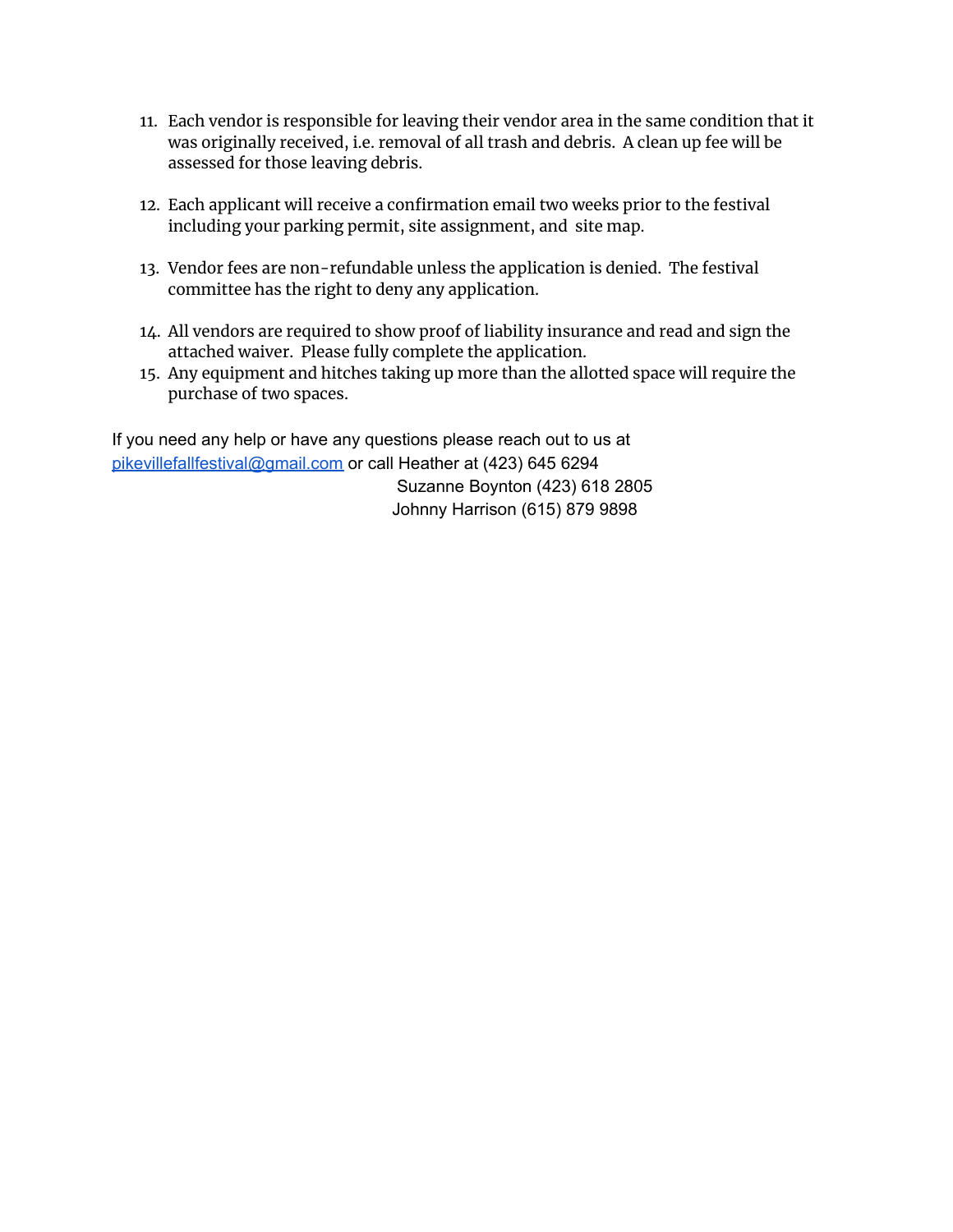11. Each vendor is responsible for leaving their vendor area in the same condition that it was originally received, i.e. removal of all trash and debris. A clean up fee will be assessed for those leaving debris.

12. Each applicant will receive a confirmation email two weeks prior to the festival including your parking permit, site assignment, and site map.

13. Vendor fees are non-refundable unless the application is denied. The festival committee has the right to deny any application.

14. All vendors are required to show proof of liability insurance and read and sign the attached waiver. Please fully complete the application.
15. Any equipment and hitches taking up more than the allotted space will require the purchase of two spaces.

If you need any help or have any questions please reach out to us at pikevillefallfestival@gmail.com or call Heather at (423) 645 6294
Suzanne Boynton (423) 618 2805
Johnny Harrison (615) 879 9898